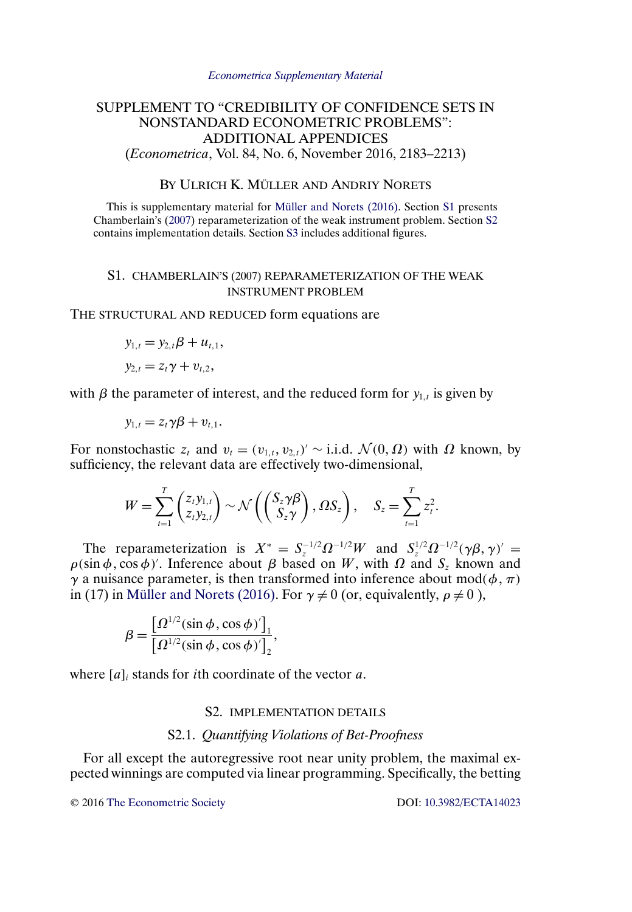*Econometrica Supplementary Material*

# SUPPLEMENT TO "CREDIBILITY OF CONFIDENCE SETS IN NONSTANDARD ECONOMETRIC PROBLEMS": ADDITIONAL APPENDICES

(*Econometrica*, Vol. 84, No. 6, November 2016, 2183–2213)

BY ULRICH K. MÜLLER AND ANDRIY NORETS

This is supplementary material for Müller and Norets (2016). Section S1 presents Chamberlain's (2007) reparameterization of the weak instrument problem. Section S2 contains implementation details. Section S3 includes additional figures.

## S1. CHAMBERLAIN'S (2007) REPARAMETERIZATION OF THE WEAK INSTRUMENT PROBLEM

THE STRUCTURAL AND REDUCED form equations are

$$y_{1,t} = y_{2,t}\beta + u_{t,1},$$

$$y_{2,t} = z_t\gamma + v_{t,2},$$

with $\beta$ the parameter of interest, and the reduced form for $y_{1,t}$ is given by

$$y_{1,t} = z_t\gamma\beta + v_{t,1}.$$

For nonstochastic $z_t$ and $v_t = (v_{1,t}, v_{2,t})' \sim$ i.i.d. $\mathcal{N}(0, \Omega)$ with $\Omega$ known, by sufficiency, the relevant data are effectively two-dimensional,

$$W = \sum_{t=1}^{T} \begin{pmatrix} z_t y_{1,t} \\ z_t y_{2,t} \end{pmatrix} \sim \mathcal{N}\left( \begin{pmatrix} S_z\gamma\beta \\ S_z\gamma \end{pmatrix}, \Omega S_z \right), \quad S_z = \sum_{t=1}^{T} z_t^2.$$

The reparameterization is $X^* = S_z^{-1/2}\Omega^{-1/2}W$ and $S_z^{1/2}\Omega^{-1/2}(\gamma\beta, \gamma)' = \rho(\sin\phi, \cos\phi)'$. Inference about $\beta$ based on $W$, with $\Omega$ and $S_z$ known and $\gamma$ a nuisance parameter, is then transformed into inference about $\operatorname{mod}(\phi, \pi)$ in (17) in Müller and Norets (2016). For $\gamma \neq 0$ (or, equivalently, $\rho \neq 0$ ),

$$\beta = \frac{\left[\Omega^{1/2}(\sin\phi, \cos\phi)'\right]_1}{\left[\Omega^{1/2}(\sin\phi, \cos\phi)'\right]_2},$$

where $[a]_i$ stands for $i$th coordinate of the vector $a$.

## S2. IMPLEMENTATION DETAILS

### S2.1. *Quantifying Violations of Bet-Proofness*

For all except the autoregressive root near unity problem, the maximal expected winnings are computed via linear programming. Specifically, the betting

© 2016 The Econometric Society    DOI: 10.3982/ECTA14023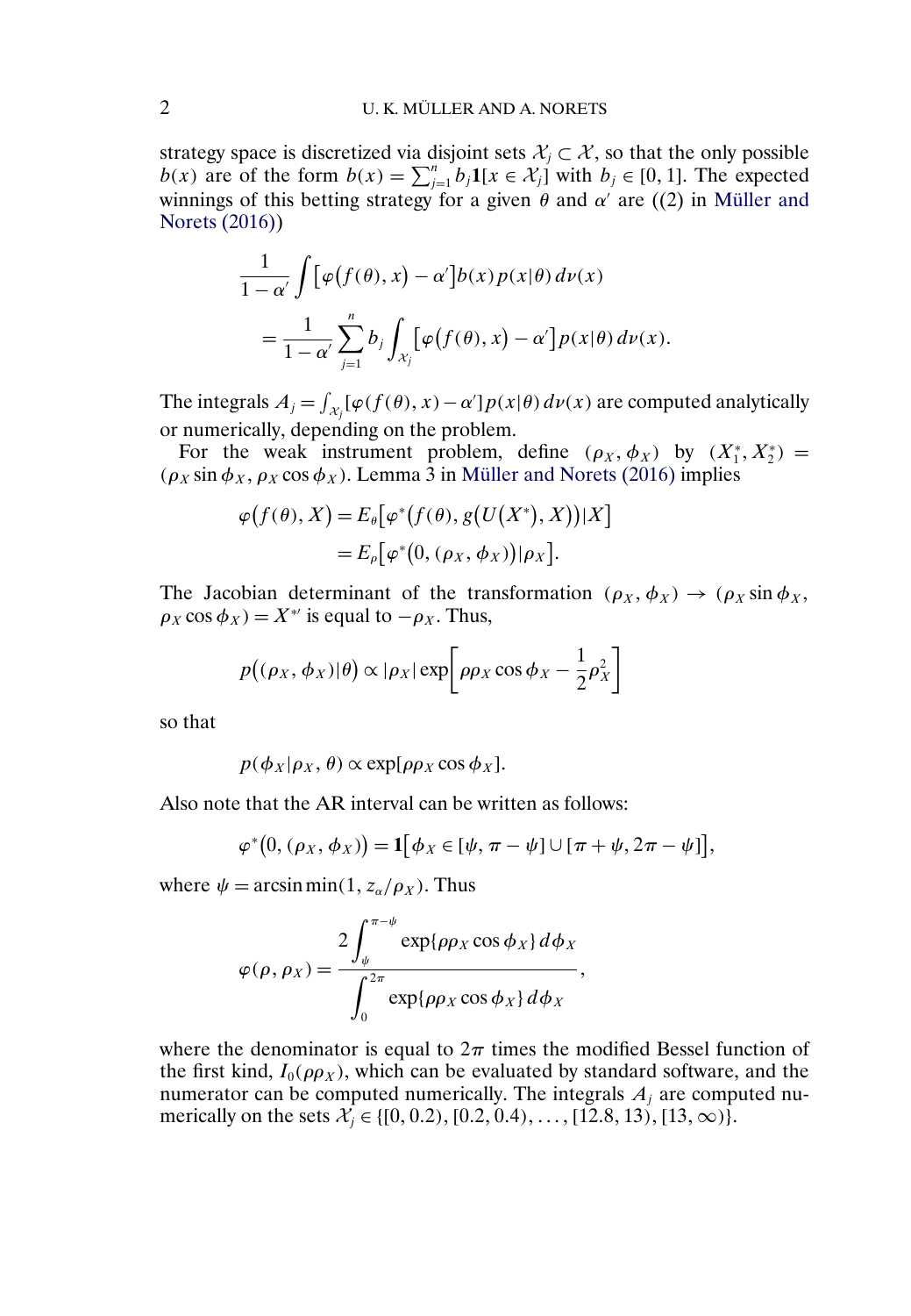strategy space is discretized via disjoint sets $\mathcal{X}_j \subset \mathcal{X}$, so that the only possible $b(x)$ are of the form $b(x) = \sum_{j=1}^{n} b_j \mathbf{1}[x \in \mathcal{X}_j]$ with $b_j \in [0, 1]$. The expected winnings of this betting strategy for a given $\theta$ and $\alpha'$ are ((2) in Müller and Norets (2016))

$$
\begin{aligned}
&\frac{1}{1-\alpha'} \int \bigl[\varphi\bigl(f(\theta), x\bigr) - \alpha'\bigr] b(x) p(x|\theta)\, d\nu(x) \\
&\quad = \frac{1}{1-\alpha'} \sum_{j=1}^{n} b_j \int_{\mathcal{X}_j} \bigl[\varphi\bigl(f(\theta), x\bigr) - \alpha'\bigr] p(x|\theta)\, d\nu(x).
\end{aligned}
$$

The integrals $A_j = \int_{\mathcal{X}_j} [\varphi(f(\theta), x) - \alpha'] p(x|\theta)\, d\nu(x)$ are computed analytically or numerically, depending on the problem.

For the weak instrument problem, define $(\rho_X, \phi_X)$ by $(X_1^*, X_2^*) = (\rho_X \sin \phi_X, \rho_X \cos \phi_X)$. Lemma 3 in Müller and Norets (2016) implies

$$
\begin{aligned}
\varphi\bigl(f(\theta), X\bigr) &= E_\theta\bigl[\varphi^*\bigl(f(\theta), g\bigl(U\bigl(X^*\bigr), X\bigr)\bigr) | X\bigr] \\
&= E_\rho\bigl[\varphi^*\bigl(0, (\rho_X, \phi_X)\bigr) | \rho_X\bigr].
\end{aligned}
$$

The Jacobian determinant of the transformation $(\rho_X, \phi_X) \to (\rho_X \sin \phi_X, \rho_X \cos \phi_X) = X^{*\prime}$ is equal to $-\rho_X$. Thus,

$$
p\bigl((\rho_X, \phi_X)|\theta\bigr) \propto |\rho_X| \exp\left[\rho \rho_X \cos \phi_X - \frac{1}{2}\rho_X^2\right]
$$

so that

$$
p(\phi_X | \rho_X, \theta) \propto \exp[\rho \rho_X \cos \phi_X].
$$

Also note that the AR interval can be written as follows:

$$
\varphi^*\bigl(0, (\rho_X, \phi_X)\bigr) = \mathbf{1}\bigl[\phi_X \in [\psi, \pi - \psi] \cup [\pi + \psi, 2\pi - \psi]\bigr],
$$

where $\psi = \arcsin \min(1, z_\alpha / \rho_X)$. Thus

$$
\varphi(\rho, \rho_X) = \frac{2 \displaystyle\int_{\psi}^{\pi - \psi} \exp\{\rho \rho_X \cos \phi_X\}\, d\phi_X}{\displaystyle\int_{0}^{2\pi} \exp\{\rho \rho_X \cos \phi_X\}\, d\phi_X},
$$

where the denominator is equal to $2\pi$ times the modified Bessel function of the first kind, $I_0(\rho \rho_X)$, which can be evaluated by standard software, and the numerator can be computed numerically. The integrals $A_j$ are computed numerically on the sets $\mathcal{X}_j \in \{[0, 0.2), [0.2, 0.4), \ldots, [12.8, 13), [13, \infty)\}$.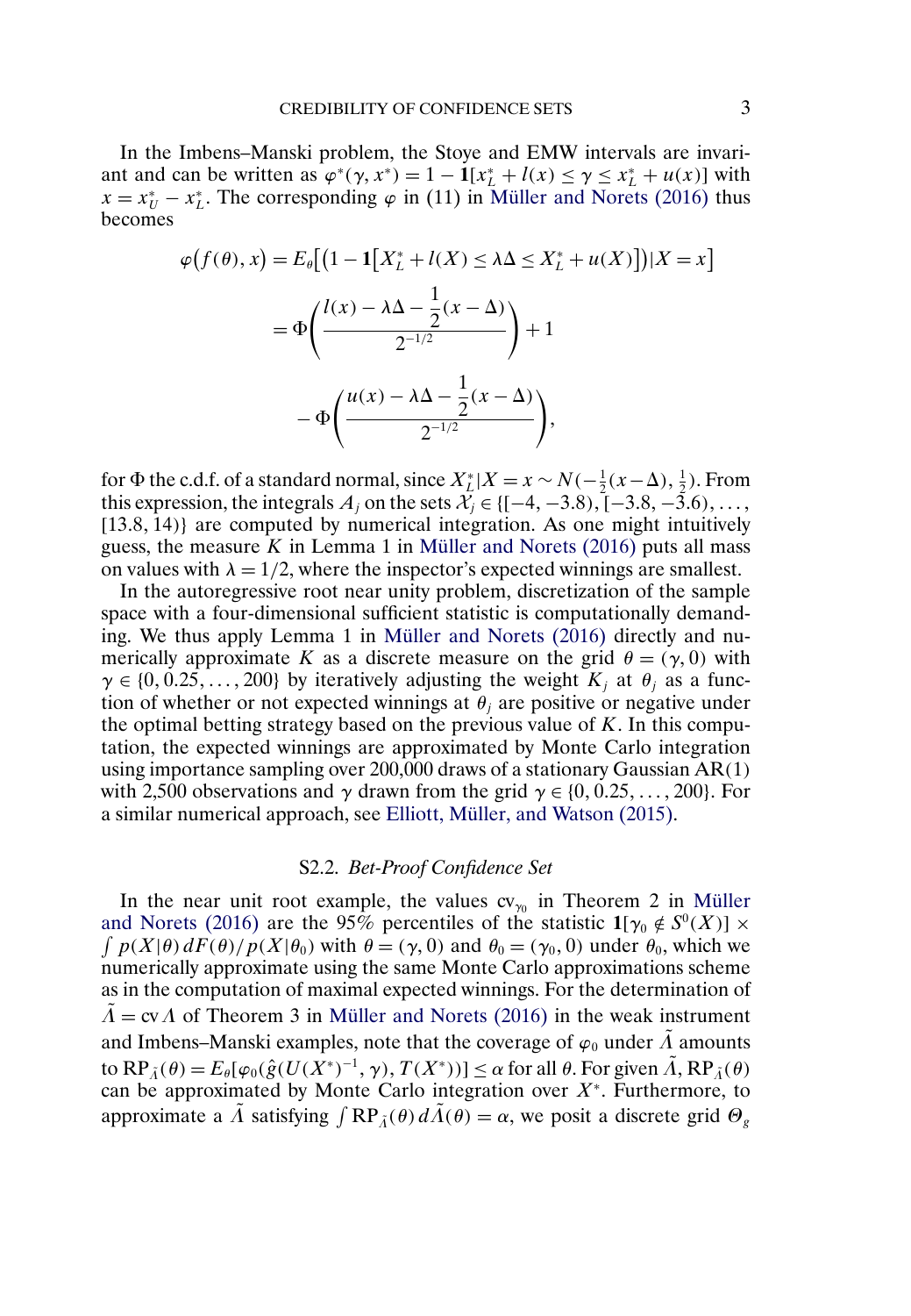In the Imbens–Manski problem, the Stoye and EMW intervals are invariant and can be written as $\varphi^*(\gamma, x^*) = 1 - \mathbf{1}[x_L^* + l(x) \leq \gamma \leq x_L^* + u(x)]$ with $x = x_U^* - x_L^*$. The corresponding $\varphi$ in (11) in Müller and Norets (2016) thus becomes

$$
\begin{aligned}
\varphi\big(f(\theta), x\big) &= E_\theta\big[\big(1 - \mathbf{1}\big[X_L^* + l(X) \leq \lambda\Delta \leq X_L^* + u(X)\big]\big) | X = x\big] \\
&= \Phi\left(\frac{l(x) - \lambda\Delta - \frac{1}{2}(x - \Delta)}{2^{-1/2}}\right) + 1 \\
&\quad - \Phi\left(\frac{u(x) - \lambda\Delta - \frac{1}{2}(x - \Delta)}{2^{-1/2}}\right),
\end{aligned}
$$

for $\Phi$ the c.d.f. of a standard normal, since $X_L^* | X = x \sim N(-\frac{1}{2}(x - \Delta), \frac{1}{2})$. From this expression, the integrals $A_j$ on the sets $\mathcal{X}_j \in \{[-4, -3.8), [-3.8, -3.6), \ldots, [13.8, 14)\}$ are computed by numerical integration. As one might intuitively guess, the measure $K$ in Lemma 1 in Müller and Norets (2016) puts all mass on values with $\lambda = 1/2$, where the inspector's expected winnings are smallest.

In the autoregressive root near unity problem, discretization of the sample space with a four-dimensional sufficient statistic is computationally demanding. We thus apply Lemma 1 in Müller and Norets (2016) directly and numerically approximate $K$ as a discrete measure on the grid $\theta = (\gamma, 0)$ with $\gamma \in \{0, 0.25, \ldots, 200\}$ by iteratively adjusting the weight $K_j$ at $\theta_j$ as a function of whether or not expected winnings at $\theta_j$ are positive or negative under the optimal betting strategy based on the previous value of $K$. In this computation, the expected winnings are approximated by Monte Carlo integration using importance sampling over 200,000 draws of a stationary Gaussian AR(1) with 2,500 observations and $\gamma$ drawn from the grid $\gamma \in \{0, 0.25, \ldots, 200\}$. For a similar numerical approach, see Elliott, Müller, and Watson (2015).

## S2.2. *Bet-Proof Confidence Set*

In the near unit root example, the values $\text{cv}_{\gamma_0}$ in Theorem 2 in Müller and Norets (2016) are the 95% percentiles of the statistic $\mathbf{1}[\gamma_0 \notin S^0(X)] \times \int p(X|\theta)\, dF(\theta)/p(X|\theta_0)$ with $\theta = (\gamma, 0)$ and $\theta_0 = (\gamma_0, 0)$ under $\theta_0$, which we numerically approximate using the same Monte Carlo approximations scheme as in the computation of maximal expected winnings. For the determination of $\tilde{\Lambda} = \text{cv}\, \Lambda$ of Theorem 3 in Müller and Norets (2016) in the weak instrument and Imbens–Manski examples, note that the coverage of $\varphi_0$ under $\tilde{\Lambda}$ amounts to $\text{RP}_{\tilde{\Lambda}}(\theta) = E_\theta[\varphi_0(\hat{g}(U(X^*)^{-1}, \gamma), T(X^*))] \leq \alpha$ for all $\theta$. For given $\tilde{\Lambda}$, $\text{RP}_{\tilde{\Lambda}}(\theta)$ can be approximated by Monte Carlo integration over $X^*$. Furthermore, to approximate a $\tilde{\Lambda}$ satisfying $\int \text{RP}_{\tilde{\Lambda}}(\theta)\, d\tilde{\Lambda}(\theta) = \alpha$, we posit a discrete grid $\Theta_g$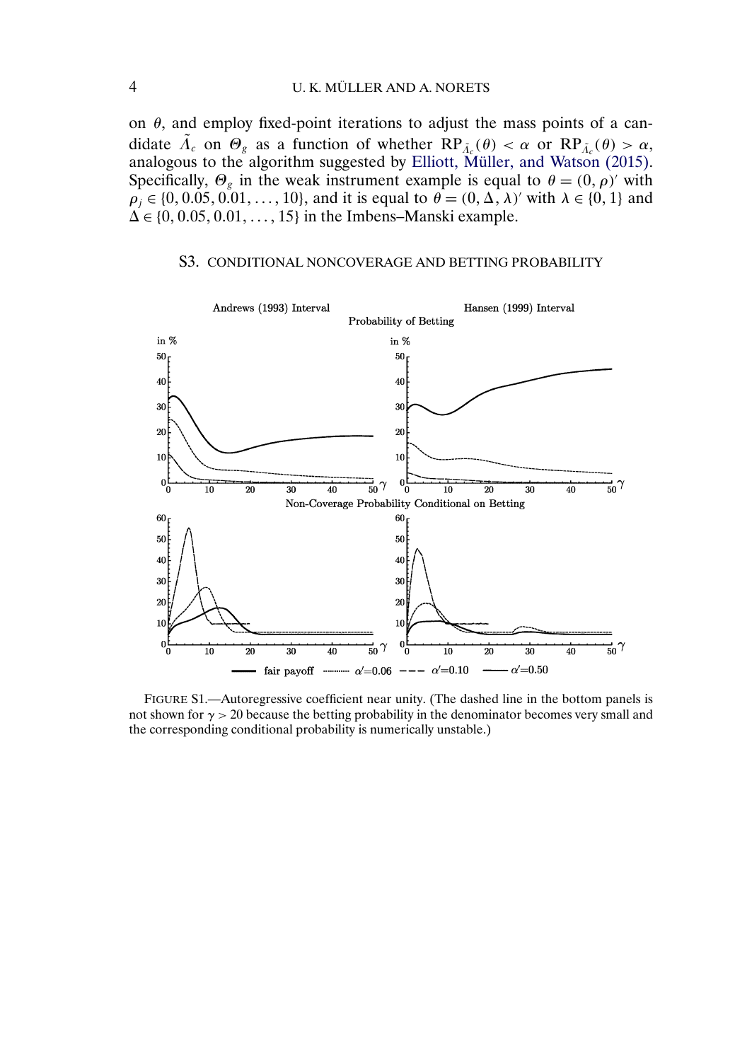on $\theta$, and employ fixed-point iterations to adjust the mass points of a candidate $\tilde{\Lambda}_c$ on $\Theta_g$ as a function of whether $\mathrm{RP}_{\tilde{\Lambda}_c}(\theta) < \alpha$ or $\mathrm{RP}_{\tilde{\Lambda}_c}(\theta) > \alpha$, analogous to the algorithm suggested by Elliott, Müller, and Watson (2015). Specifically, $\Theta_g$ in the weak instrument example is equal to $\theta = (0, \rho)'$ with $\rho_j \in \{0, 0.05, 0.01, \ldots, 10\}$, and it is equal to $\theta = (0, \Delta, \lambda)'$ with $\lambda \in \{0, 1\}$ and $\Delta \in \{0, 0.05, 0.01, \ldots, 15\}$ in the Imbens–Manski example.

## S3. CONDITIONAL NONCOVERAGE AND BETTING PROBABILITY

FIGURE S1.—Autoregressive coefficient near unity. (The dashed line in the bottom panels is not shown for $\gamma > 20$ because the betting probability in the denominator becomes very small and the corresponding conditional probability is numerically unstable.)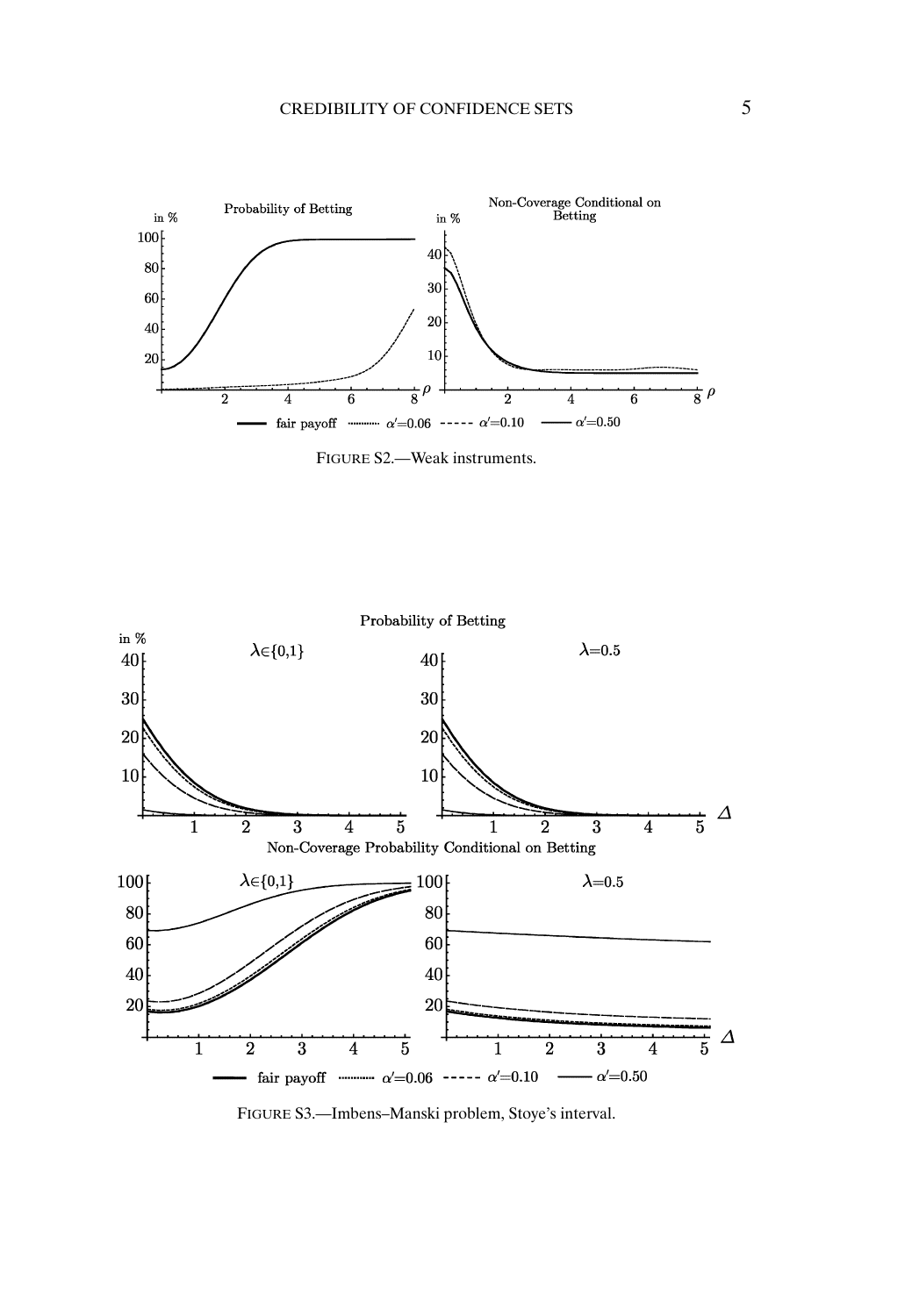FIGURE S2.—Weak instruments.

FIGURE S3.—Imbens–Manski problem, Stoye's interval.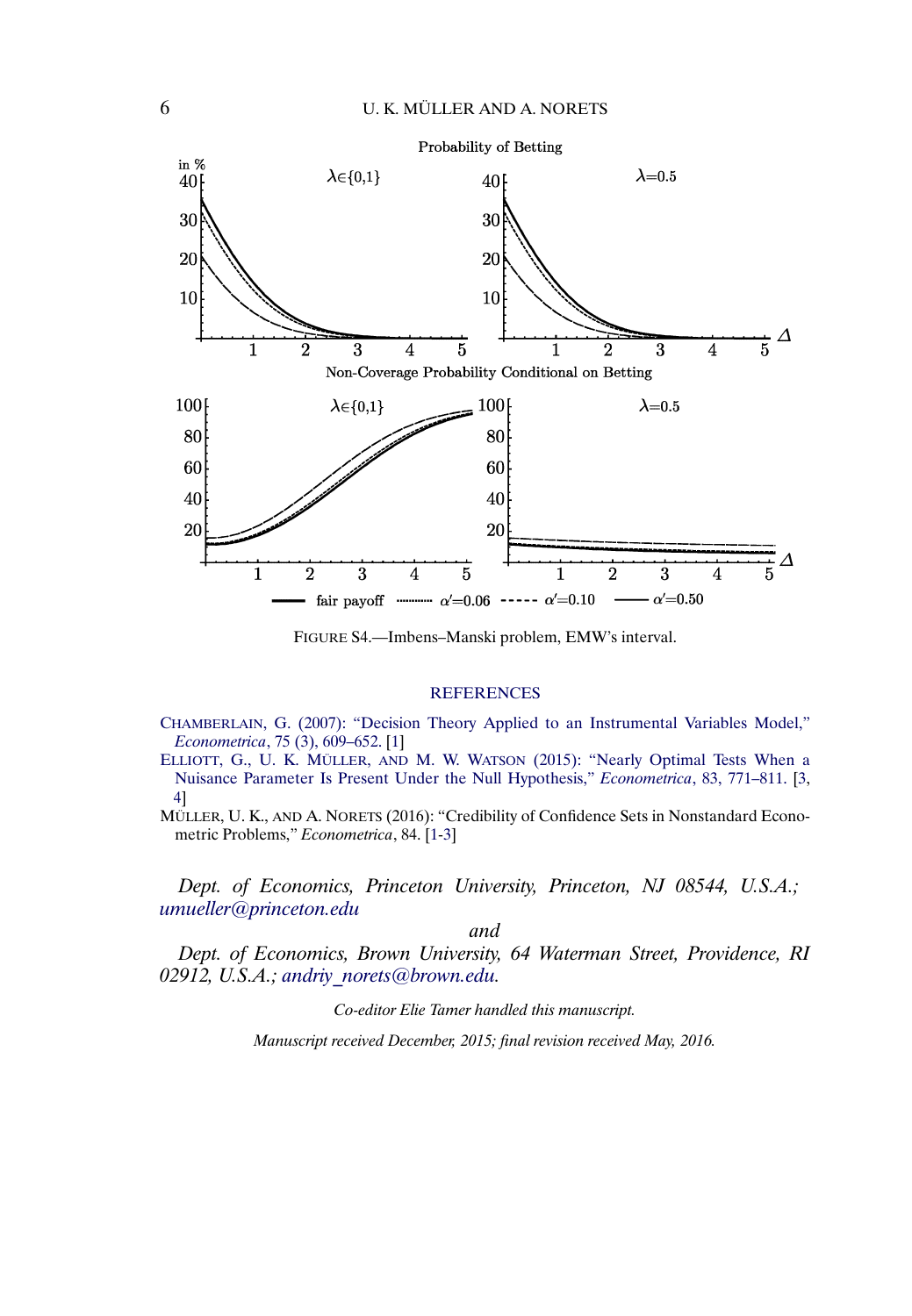Probability of Betting

in %

$\lambda \in \{0,1\}$

40
30
20
10

1 2 3 4 5

$\lambda$=0.5

40
30
20
10

1 2 3 4 5 $\Delta$

Non-Coverage Probability Conditional on Betting

$\lambda \in \{0,1\}$

100
80
60
40
20

1 2 3 4 5

$\lambda$=0.5

100
80
60
40
20

1 2 3 4 5 $\Delta$

fair payoff $\alpha'$=0.06 $\alpha'$=0.10 $\alpha'$=0.50

FIGURE S4.—Imbens–Manski problem, EMW's interval.

## REFERENCES

CHAMBERLAIN, G. (2007): "Decision Theory Applied to an Instrumental Variables Model," *Econometrica*, 75 (3), 609–652. [1]

ELLIOTT, G., U. K. MÜLLER, AND M. W. WATSON (2015): "Nearly Optimal Tests When a Nuisance Parameter Is Present Under the Null Hypothesis," *Econometrica*, 83, 771–811. [3, 4]

MÜLLER, U. K., AND A. NORETS (2016): "Credibility of Confidence Sets in Nonstandard Econometric Problems," *Econometrica*, 84. [1-3]

*Dept. of Economics, Princeton University, Princeton, NJ 08544, U.S.A.; umueller@princeton.edu*

*and*

*Dept. of Economics, Brown University, 64 Waterman Street, Providence, RI 02912, U.S.A.; andriy_norets@brown.edu.*

*Co-editor Elie Tamer handled this manuscript.*

*Manuscript received December, 2015; final revision received May, 2016.*